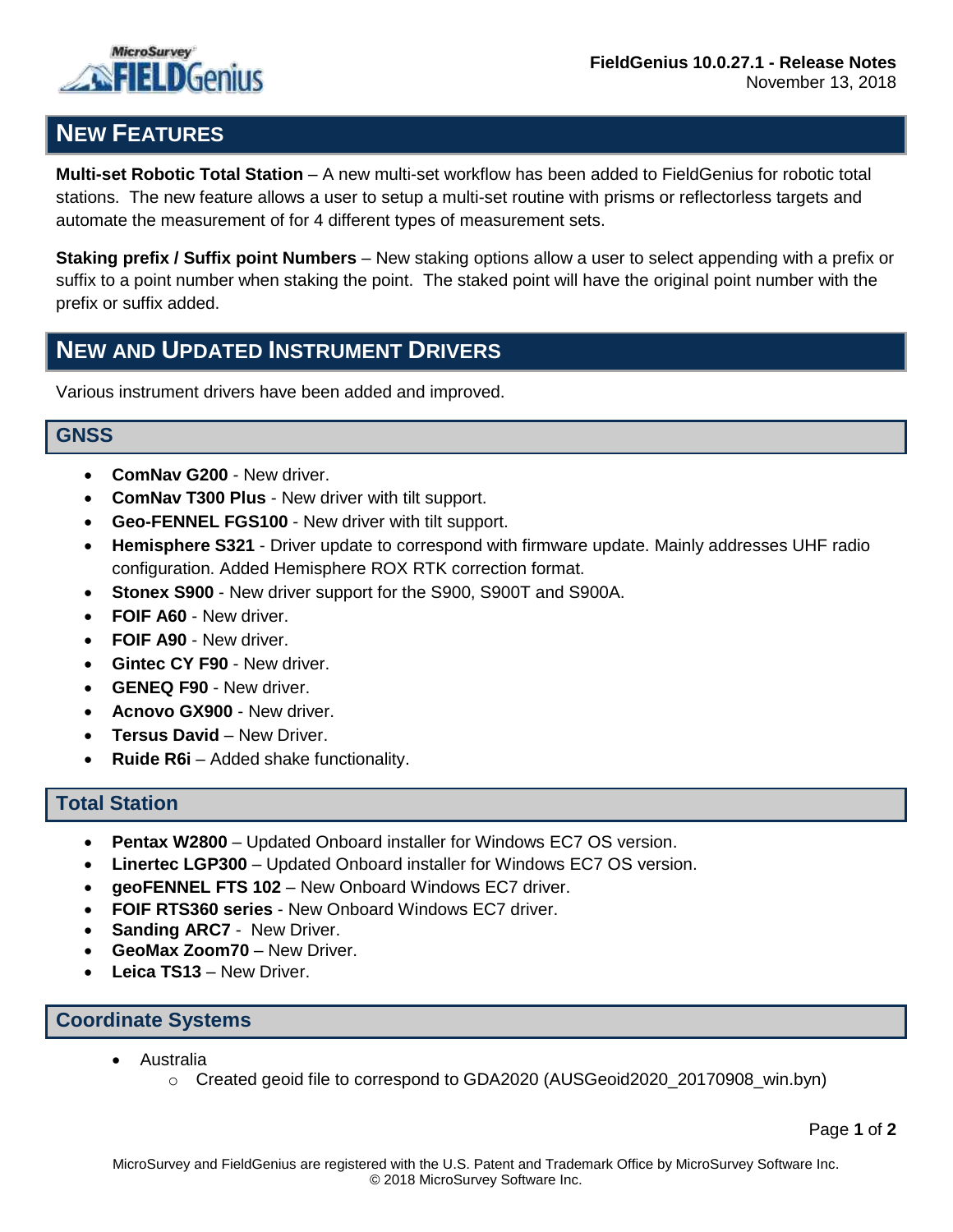FieldGenius 10.0.27.1 - Release Notes
November 13, 2018

## New Features

**Multi-set Robotic Total Station** – A new multi-set workflow has been added to FieldGenius for robotic total stations. The new feature allows a user to setup a multi-set routine with prisms or reflectorless targets and automate the measurement of for 4 different types of measurement sets.

**Staking prefix / Suffix point Numbers** – New staking options allow a user to select appending with a prefix or suffix to a point number when staking the point. The staked point will have the original point number with the prefix or suffix added.

## New and Updated Instrument Drivers

Various instrument drivers have been added and improved.

### GNSS

- **ComNav G200** - New driver.
- **ComNav T300 Plus** - New driver with tilt support.
- **Geo-FENNEL FGS100** - New driver with tilt support.
- **Hemisphere S321** - Driver update to correspond with firmware update. Mainly addresses UHF radio configuration. Added Hemisphere ROX RTK correction format.
- **Stonex S900** - New driver support for the S900, S900T and S900A.
- **FOIF A60** - New driver.
- **FOIF A90** - New driver.
- **Gintec CY F90** - New driver.
- **GENEQ F90** - New driver.
- **Acnovo GX900** - New driver.
- **Tersus David** – New Driver.
- **Ruide R6i** – Added shake functionality.

### Total Station

- **Pentax W2800** – Updated Onboard installer for Windows EC7 OS version.
- **Linertec LGP300** – Updated Onboard installer for Windows EC7 OS version.
- **geoFENNEL FTS 102** – New Onboard Windows EC7 driver.
- **FOIF RTS360 series** - New Onboard Windows EC7 driver.
- **Sanding ARC7** - New Driver.
- **GeoMax Zoom70** – New Driver.
- **Leica TS13** – New Driver.

### Coordinate Systems

- Australia
  - Created geoid file to correspond to GDA2020 (AUSGeoid2020_20170908_win.byn)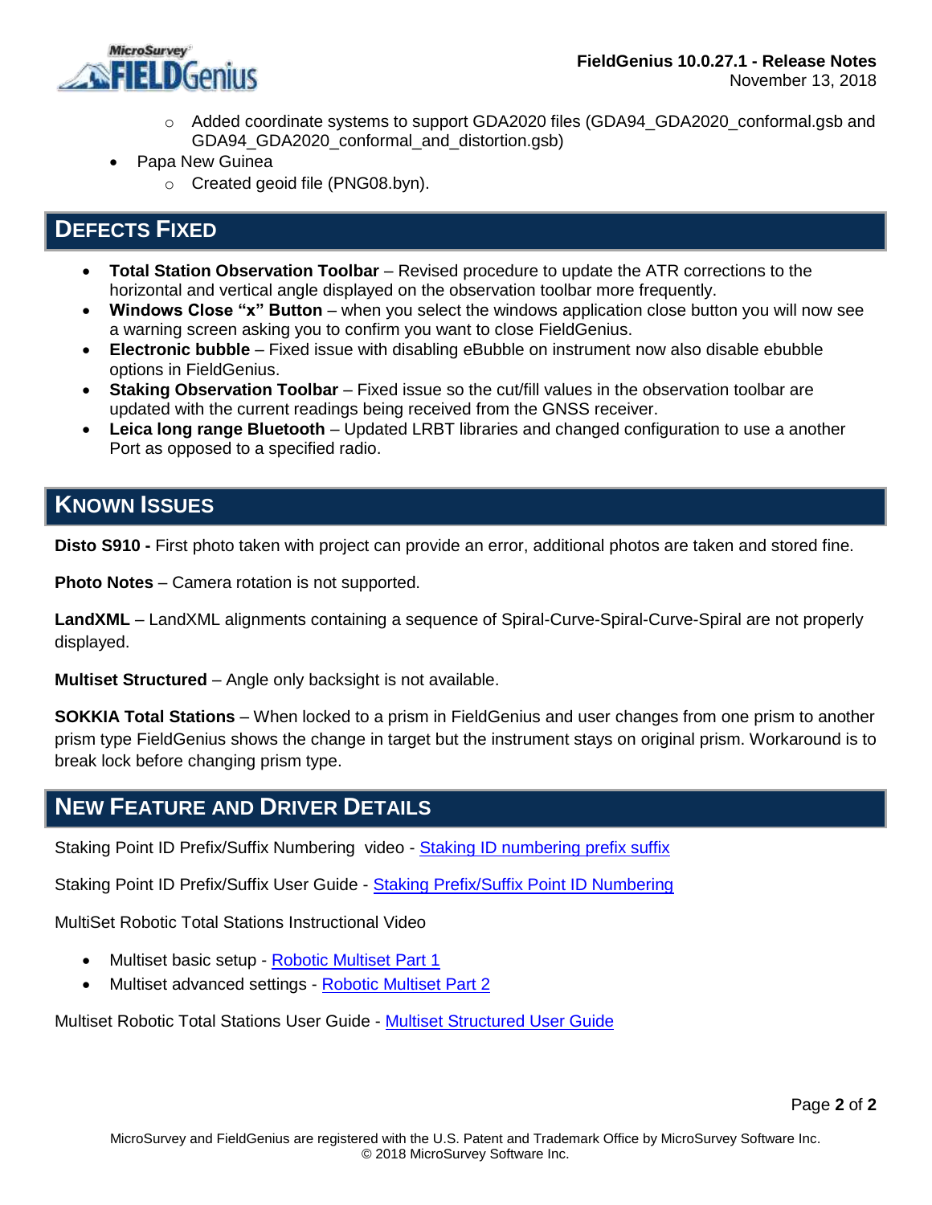- Added coordinate systems to support GDA2020 files (GDA94_GDA2020_conformal.gsb and GDA94_GDA2020_conformal_and_distortion.gsb)
- Papa New Guinea
    - Created geoid file (PNG08.byn).

## DEFECTS FIXED

- **Total Station Observation Toolbar** – Revised procedure to update the ATR corrections to the horizontal and vertical angle displayed on the observation toolbar more frequently.
- **Windows Close "x" Button** – when you select the windows application close button you will now see a warning screen asking you to confirm you want to close FieldGenius.
- **Electronic bubble** – Fixed issue with disabling eBubble on instrument now also disable ebubble options in FieldGenius.
- **Staking Observation Toolbar** – Fixed issue so the cut/fill values in the observation toolbar are updated with the current readings being received from the GNSS receiver.
- **Leica long range Bluetooth** – Updated LRBT libraries and changed configuration to use a another Port as opposed to a specified radio.

## KNOWN ISSUES

**Disto S910 -** First photo taken with project can provide an error, additional photos are taken and stored fine.

**Photo Notes** – Camera rotation is not supported.

**LandXML** – LandXML alignments containing a sequence of Spiral-Curve-Spiral-Curve-Spiral are not properly displayed.

**Multiset Structured** – Angle only backsight is not available.

**SOKKIA Total Stations** – When locked to a prism in FieldGenius and user changes from one prism to another prism type FieldGenius shows the change in target but the instrument stays on original prism. Workaround is to break lock before changing prism type.

## NEW FEATURE AND DRIVER DETAILS

Staking Point ID Prefix/Suffix Numbering video - Staking ID numbering prefix suffix

Staking Point ID Prefix/Suffix User Guide - Staking Prefix/Suffix Point ID Numbering

MultiSet Robotic Total Stations Instructional Video

- Multiset basic setup - Robotic Multiset Part 1
- Multiset advanced settings - Robotic Multiset Part 2

Multiset Robotic Total Stations User Guide - Multiset Structured User Guide